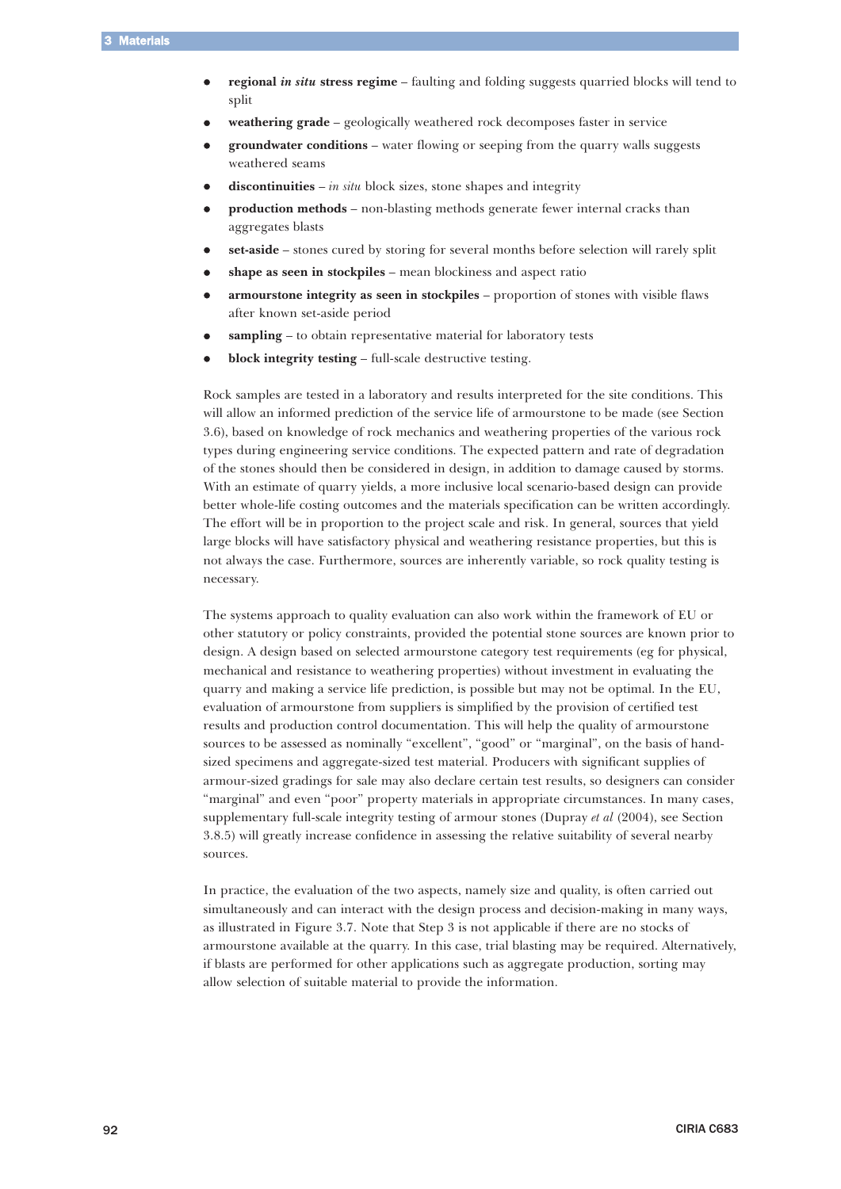- **regional *in situ* stress regime** – faulting and folding suggests quarried blocks will tend to split
- **weathering grade** – geologically weathered rock decomposes faster in service
- **groundwater conditions** – water flowing or seeping from the quarry walls suggests weathered seams
- **discontinuities** – *in situ* block sizes, stone shapes and integrity
- **production methods** – non-blasting methods generate fewer internal cracks than aggregates blasts
- **set-aside** – stones cured by storing for several months before selection will rarely split
- **shape as seen in stockpiles** – mean blockiness and aspect ratio
- **armourstone integrity as seen in stockpiles** – proportion of stones with visible flaws after known set-aside period
- **sampling** – to obtain representative material for laboratory tests
- **block integrity testing** – full-scale destructive testing.

Rock samples are tested in a laboratory and results interpreted for the site conditions. This will allow an informed prediction of the service life of armourstone to be made (see Section 3.6), based on knowledge of rock mechanics and weathering properties of the various rock types during engineering service conditions. The expected pattern and rate of degradation of the stones should then be considered in design, in addition to damage caused by storms. With an estimate of quarry yields, a more inclusive local scenario-based design can provide better whole-life costing outcomes and the materials specification can be written accordingly. The effort will be in proportion to the project scale and risk. In general, sources that yield large blocks will have satisfactory physical and weathering resistance properties, but this is not always the case. Furthermore, sources are inherently variable, so rock quality testing is necessary.

The systems approach to quality evaluation can also work within the framework of EU or other statutory or policy constraints, provided the potential stone sources are known prior to design. A design based on selected armourstone category test requirements (eg for physical, mechanical and resistance to weathering properties) without investment in evaluating the quarry and making a service life prediction, is possible but may not be optimal. In the EU, evaluation of armourstone from suppliers is simplified by the provision of certified test results and production control documentation. This will help the quality of armourstone sources to be assessed as nominally "excellent", "good" or "marginal", on the basis of hand-sized specimens and aggregate-sized test material. Producers with significant supplies of armour-sized gradings for sale may also declare certain test results, so designers can consider "marginal" and even "poor" property materials in appropriate circumstances. In many cases, supplementary full-scale integrity testing of armour stones (Dupray *et al* (2004), see Section 3.8.5) will greatly increase confidence in assessing the relative suitability of several nearby sources.

In practice, the evaluation of the two aspects, namely size and quality, is often carried out simultaneously and can interact with the design process and decision-making in many ways, as illustrated in Figure 3.7. Note that Step 3 is not applicable if there are no stocks of armourstone available at the quarry. In this case, trial blasting may be required. Alternatively, if blasts are performed for other applications such as aggregate production, sorting may allow selection of suitable material to provide the information.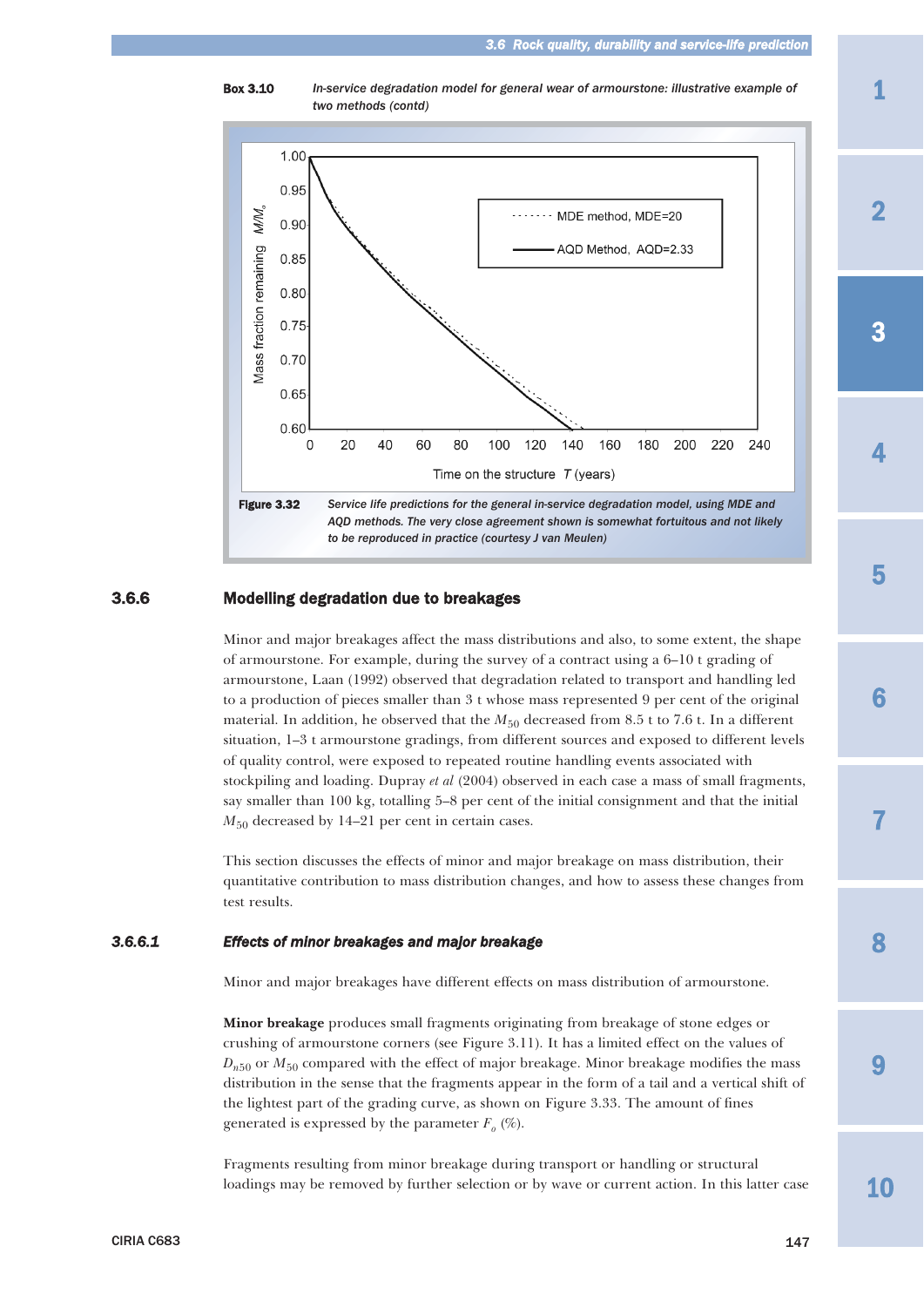**Box 3.10** *In-service degradation model for general wear of armourstone: illustrative example of two methods (contd)*

**Figure 3.32** *Service life predictions for the general in-service degradation model, using MDE and AQD methods. The very close agreement shown is somewhat fortuitous and not likely to be reproduced in practice (courtesy J van Meulen)*

## 3.6.6 Modelling degradation due to breakages

Minor and major breakages affect the mass distributions and also, to some extent, the shape of armourstone. For example, during the survey of a contract using a 6–10 t grading of armourstone, Laan (1992) observed that degradation related to transport and handling led to a production of pieces smaller than 3 t whose mass represented 9 per cent of the original material. In addition, he observed that the $M_{50}$ decreased from 8.5 t to 7.6 t. In a different situation, 1–3 t armourstone gradings, from different sources and exposed to different levels of quality control, were exposed to repeated routine handling events associated with stockpiling and loading. Dupray *et al* (2004) observed in each case a mass of small fragments, say smaller than 100 kg, totalling 5–8 per cent of the initial consignment and that the initial $M_{50}$ decreased by 14–21 per cent in certain cases.

This section discusses the effects of minor and major breakage on mass distribution, their quantitative contribution to mass distribution changes, and how to assess these changes from test results.

### 3.6.6.1 *Effects of minor breakages and major breakage*

Minor and major breakages have different effects on mass distribution of armourstone.

**Minor breakage** produces small fragments originating from breakage of stone edges or crushing of armourstone corners (see Figure 3.11). It has a limited effect on the values of $D_{n50}$ or $M_{50}$ compared with the effect of major breakage. Minor breakage modifies the mass distribution in the sense that the fragments appear in the form of a tail and a vertical shift of the lightest part of the grading curve, as shown on Figure 3.33. The amount of fines generated is expressed by the parameter $F_o$ (%).

Fragments resulting from minor breakage during transport or handling or structural loadings may be removed by further selection or by wave or current action. In this latter case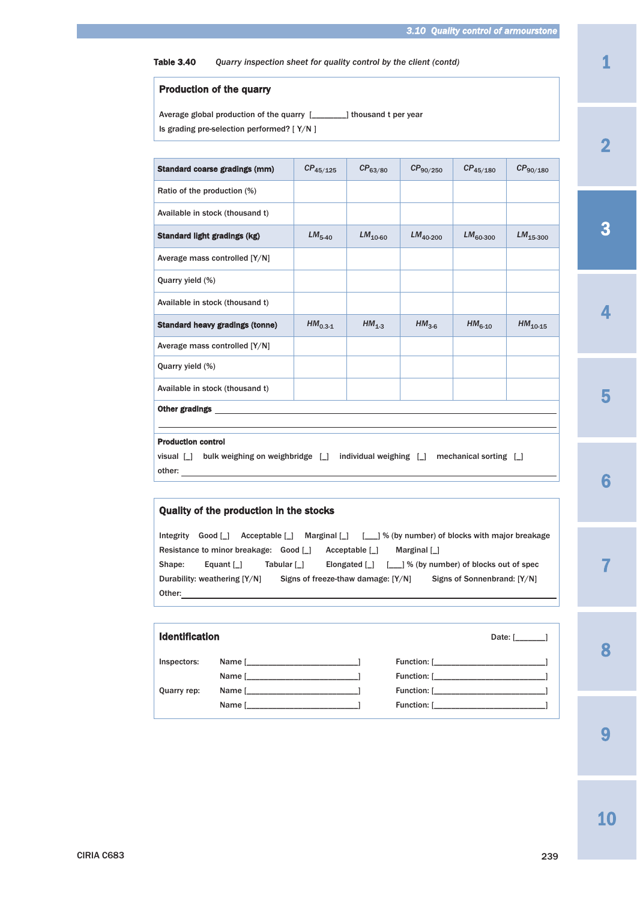**Table 3.40** *Quarry inspection sheet for quality control by the client (contd)*

## Production of the quarry

Average global production of the quarry [________] thousand t per year

Is grading pre-selection performed? [ Y/N ]

| **Standard coarse gradings (mm)** | $CP_{45/125}$ | $CP_{63/80}$ | $CP_{90/250}$ | $CP_{45/180}$ | $CP_{90/180}$ |
|---|---|---|---|---|---|
| Ratio of the production (%) | | | | | |
| Available in stock (thousand t) | | | | | |
| **Standard light gradings (kg)** | $LM_{5\text{-}40}$ | $LM_{10\text{-}60}$ | $LM_{40\text{-}200}$ | $LM_{60\text{-}300}$ | $LM_{15\text{-}300}$ |
| Average mass controlled [Y/N] | | | | | |
| Quarry yield (%) | | | | | |
| Available in stock (thousand t) | | | | | |
| **Standard heavy gradings (tonne)** | $HM_{0.3\text{-}1}$ | $HM_{1\text{-}3}$ | $HM_{3\text{-}6}$ | $HM_{6\text{-}10}$ | $HM_{10\text{-}15}$ |
| Average mass controlled [Y/N] | | | | | |
| Quarry yield (%) | | | | | |
| Available in stock (thousand t) | | | | | |

**Other gradings** ______________________________________________

______________________________________________

**Production control**

visual [_] bulk weighing on weighbridge [_] individual weighing [_] mechanical sorting [_]

other: ______________________________________________

## Quality of the production in the stocks

Integrity Good [_] Acceptable [_] Marginal [_] [___] % (by number) of blocks with major breakage

Resistance to minor breakage: Good [_] Acceptable [_] Marginal [_]

Shape: Equant [_] Tabular [_] Elongated [_] [___] % (by number) of blocks out of spec

Durability: weathering [Y/N] Signs of freeze-thaw damage: [Y/N] Signs of Sonnenbrand: [Y/N]

Other: ______________________________________________

## Identification

Date: [_______]

Inspectors: Name [_________________________] Function: [_________________________]

Name [_________________________] Function: [_________________________]

Quarry rep: Name [_________________________] Function: [_________________________]

Name [_________________________] Function: [_________________________]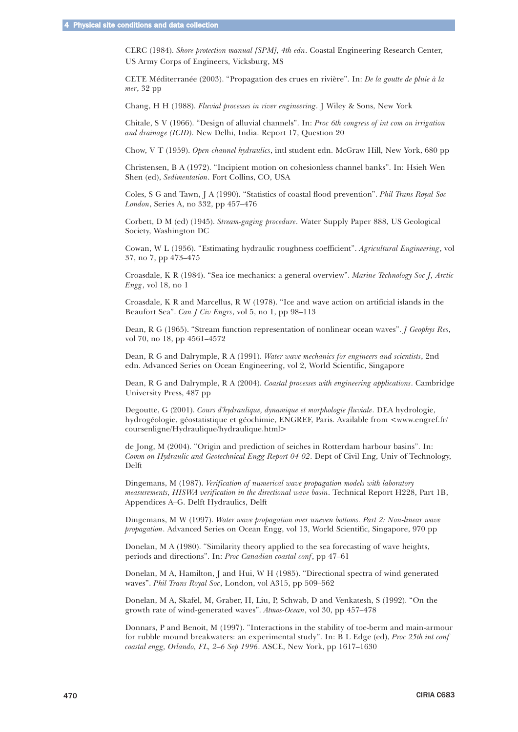CERC (1984). *Shore protection manual [SPM], 4th edn*. Coastal Engineering Research Center, US Army Corps of Engineers, Vicksburg, MS

CETE Méditerranée (2003). "Propagation des crues en rivière". In: *De la goutte de pluie à la mer*, 32 pp

Chang, H H (1988). *Fluvial processes in river engineering*. J Wiley & Sons, New York

Chitale, S V (1966). "Design of alluvial channels". In: *Proc 6th congress of int com on irrigation and drainage (ICID)*. New Delhi, India. Report 17, Question 20

Chow, V T (1959). *Open-channel hydraulics*, intl student edn. McGraw Hill, New York, 680 pp

Christensen, B A (1972). "Incipient motion on cohesionless channel banks". In: Hsieh Wen Shen (ed), *Sedimentation*. Fort Collins, CO, USA

Coles, S G and Tawn, J A (1990). "Statistics of coastal flood prevention". *Phil Trans Royal Soc London*, Series A, no 332, pp 457–476

Corbett, D M (ed) (1945). *Stream-gaging procedure*. Water Supply Paper 888, US Geological Society, Washington DC

Cowan, W L (1956). "Estimating hydraulic roughness coefficient". *Agricultural Engineering*, vol 37, no 7, pp 473–475

Croasdale, K R (1984). "Sea ice mechanics: a general overview". *Marine Technology Soc J, Arctic Engg*, vol 18, no 1

Croasdale, K R and Marcellus, R W (1978). "Ice and wave action on artificial islands in the Beaufort Sea". *Can J Civ Engrs*, vol 5, no 1, pp 98–113

Dean, R G (1965). "Stream function representation of nonlinear ocean waves". *J Geophys Res*, vol 70, no 18, pp 4561–4572

Dean, R G and Dalrymple, R A (1991). *Water wave mechanics for engineers and scientists*, 2nd edn. Advanced Series on Ocean Engineering, vol 2, World Scientific, Singapore

Dean, R G and Dalrymple, R A (2004). *Coastal processes with engineering applications*. Cambridge University Press, 487 pp

Degoutte, G (2001). *Cours d'hydraulique, dynamique et morphologie fluviale*. DEA hydrologie, hydrogéologie, géostatistique et géochimie, ENGREF, Paris. Available from <www.engref.fr/coursenligne/Hydraulique/hydraulique.html>

de Jong, M (2004). "Origin and prediction of seiches in Rotterdam harbour basins". In: *Comm on Hydraulic and Geotechnical Engg Report 04-02*. Dept of Civil Eng, Univ of Technology, Delft

Dingemans, M (1987). *Verification of numerical wave propagation models with laboratory measurements, HISWA verification in the directional wave basin*. Technical Report H228, Part 1B, Appendices A–G. Delft Hydraulics, Delft

Dingemans, M W (1997). *Water wave propagation over uneven bottoms. Part 2: Non-linear wave propagation*. Advanced Series on Ocean Engg, vol 13, World Scientific, Singapore, 970 pp

Donelan, M A (1980). "Similarity theory applied to the sea forecasting of wave heights, periods and directions". In: *Proc Canadian coastal conf*, pp 47–61

Donelan, M A, Hamilton, J and Hui, W H (1985). "Directional spectra of wind generated waves". *Phil Trans Royal Soc*, London, vol A315, pp 509–562

Donelan, M A, Skafel, M, Graber, H, Liu, P, Schwab, D and Venkatesh, S (1992). "On the growth rate of wind-generated waves". *Atmos-Ocean*, vol 30, pp 457–478

Donnars, P and Benoit, M (1997). "Interactions in the stability of toe-berm and main-armour for rubble mound breakwaters: an experimental study". In: B L Edge (ed), *Proc 25th int conf coastal engg, Orlando, FL, 2–6 Sep 1996*. ASCE, New York, pp 1617–1630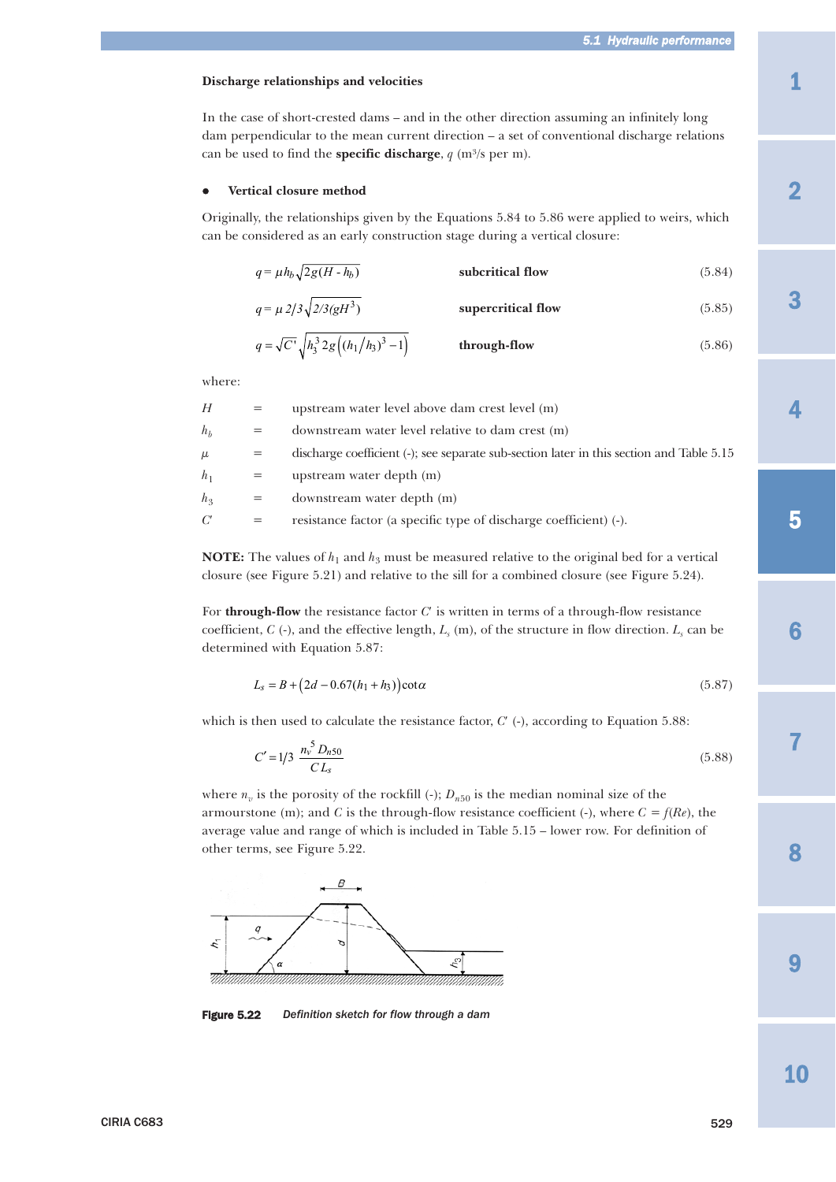### Discharge relationships and velocities

In the case of short-crested dams – and in the other direction assuming an infinitely long dam perpendicular to the mean current direction – a set of conventional discharge relations can be used to find the **specific discharge**, $q$ (m³/s per m).

- **Vertical closure method**

Originally, the relationships given by the Equations 5.84 to 5.86 were applied to weirs, which can be considered as an early construction stage during a vertical closure:

$$q = \mu h_b \sqrt{2g(H - h_b)} \qquad \textbf{subcritical flow} \qquad (5.84)$$

$$q = \mu \, 2/3 \sqrt{2/3(gH^3)} \qquad \textbf{supercritical flow} \qquad (5.85)$$

$$q = \sqrt{C'} \sqrt{h_3^3 \, 2g\left((h_1/h_3)^3 - 1\right)} \qquad \textbf{through-flow} \qquad (5.86)$$

where:

| | | |
|---|---|---|
| $H$ | = | upstream water level above dam crest level (m) |
| $h_b$ | = | downstream water level relative to dam crest (m) |
| $\mu$ | = | discharge coefficient (-); see separate sub-section later in this section and Table 5.15 |
| $h_1$ | = | upstream water depth (m) |
| $h_3$ | = | downstream water depth (m) |
| $C'$ | = | resistance factor (a specific type of discharge coefficient) (-). |

**NOTE:** The values of $h_1$ and $h_3$ must be measured relative to the original bed for a vertical closure (see Figure 5.21) and relative to the sill for a combined closure (see Figure 5.24).

For **through-flow** the resistance factor $C'$ is written in terms of a through-flow resistance coefficient, $C$ (-), and the effective length, $L_s$ (m), of the structure in flow direction. $L_s$ can be determined with Equation 5.87:

$$L_s = B + \left(2d - 0.67(h_1 + h_3)\right)\cot\alpha \qquad (5.87)$$

which is then used to calculate the resistance factor, $C'$ (-), according to Equation 5.88:

$$C' = 1/3 \, \frac{n_v^5 D_{n50}}{C L_s} \qquad (5.88)$$

where $n_v$ is the porosity of the rockfill (-); $D_{n50}$ is the median nominal size of the armourstone (m); and $C$ is the through-flow resistance coefficient (-), where $C = f(Re)$, the average value and range of which is included in Table 5.15 – lower row. For definition of other terms, see Figure 5.22.

**Figure 5.22** *Definition sketch for flow through a dam*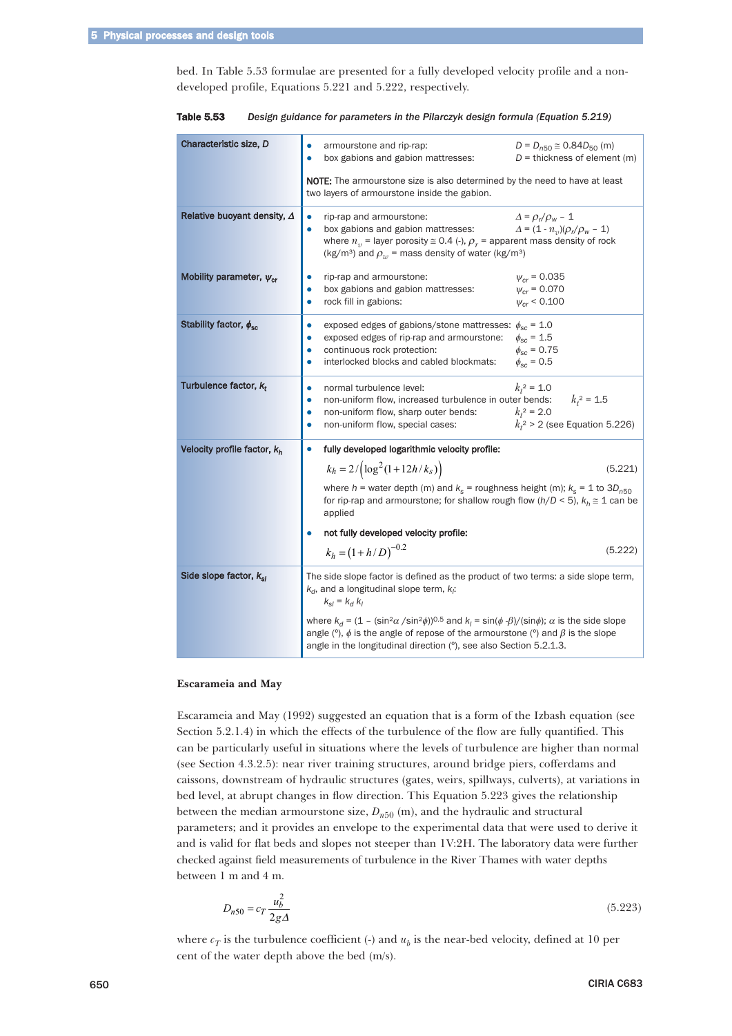bed. In Table 5.53 formulae are presented for a fully developed velocity profile and a non-developed profile, Equations 5.221 and 5.222, respectively.

**Table 5.53** *Design guidance for parameters in the Pilarczyk design formula (Equation 5.219)*

| Parameter | Design guidance |
|---|---|
| **Characteristic size, $D$** | • armourstone and rip-rap: $D = D_{n50} \cong 0.84 D_{50}$ (m)<br>• box gabions and gabion mattresses: $D$ = thickness of element (m)<br><br>**NOTE:** The armourstone size is also determined by the need to have at least two layers of armourstone inside the gabion. |
| **Relative buoyant density, $\Delta$** | • rip-rap and armourstone: $\Delta = \rho_r/\rho_w - 1$<br>• box gabions and gabion mattresses: $\Delta = (1 - n_v)(\rho_r/\rho_w - 1)$<br>where $n_v$ = layer porosity $\cong$ 0.4 (-), $\rho_r$ = apparent mass density of rock (kg/m³) and $\rho_w$ = mass density of water (kg/m³) |
| **Mobility parameter, $\psi_{cr}$** | • rip-rap and armourstone: $\psi_{cr} = 0.035$<br>• box gabions and gabion mattresses: $\psi_{cr} = 0.070$<br>• rock fill in gabions: $\psi_{cr} < 0.100$ |
| **Stability factor, $\phi_{sc}$** | • exposed edges of gabions/stone mattresses: $\phi_{sc} = 1.0$<br>• exposed edges of rip-rap and armourstone: $\phi_{sc} = 1.5$<br>• continuous rock protection: $\phi_{sc} = 0.75$<br>• interlocked blocks and cabled blockmats: $\phi_{sc} = 0.5$ |
| **Turbulence factor, $k_t$** | • normal turbulence level: $k_t^2 = 1.0$<br>• non-uniform flow, increased turbulence in outer bends: $k_t^2 = 1.5$<br>• non-uniform flow, sharp outer bends: $k_t^2 = 2.0$<br>• non-uniform flow, special cases: $k_t^2 > 2$ (see Equation 5.226) |
| **Velocity profile factor, $k_h$** | • **fully developed logarithmic velocity profile:**<br>$k_h = 2 / \left( \log^2 (1 + 12h/k_s) \right)$ (5.221)<br>where $h$ = water depth (m) and $k_s$ = roughness height (m); $k_s$ = 1 to $3D_{n50}$ for rip-rap and armourstone; for shallow rough flow ($h/D < 5$), $k_h \cong 1$ can be applied<br>• **not fully developed velocity profile:**<br>$k_h = (1 + h/D)^{-0.2}$ (5.222) |
| **Side slope factor, $k_{sl}$** | The side slope factor is defined as the product of two terms: a side slope term, $k_d$, and a longitudinal slope term, $k_l$:<br>$k_{sl} = k_d \, k_l$<br>where $k_d = (1 - (\sin^2\alpha / \sin^2\phi))^{0.5}$ and $k_l = \sin(\phi - \beta)/(\sin\phi)$; $\alpha$ is the side slope angle (°), $\phi$ is the angle of repose of the armourstone (°) and $\beta$ is the slope angle in the longitudinal direction (°), see also Section 5.2.1.3. |

**Escarameia and May**

Escarameia and May (1992) suggested an equation that is a form of the Izbash equation (see Section 5.2.1.4) in which the effects of the turbulence of the flow are fully quantified. This can be particularly useful in situations where the levels of turbulence are higher than normal (see Section 4.3.2.5): near river training structures, around bridge piers, cofferdams and caissons, downstream of hydraulic structures (gates, weirs, spillways, culverts), at variations in bed level, at abrupt changes in flow direction. This Equation 5.223 gives the relationship between the median armourstone size, $D_{n50}$ (m), and the hydraulic and structural parameters; and it provides an envelope to the experimental data that were used to derive it and is valid for flat beds and slopes not steeper than 1V:2H. The laboratory data were further checked against field measurements of turbulence in the River Thames with water depths between 1 m and 4 m.

$$D_{n50} = c_T \frac{u_b^2}{2g\Delta} \tag{5.223}$$

where $c_T$ is the turbulence coefficient (-) and $u_b$ is the near-bed velocity, defined at 10 per cent of the water depth above the bed (m/s).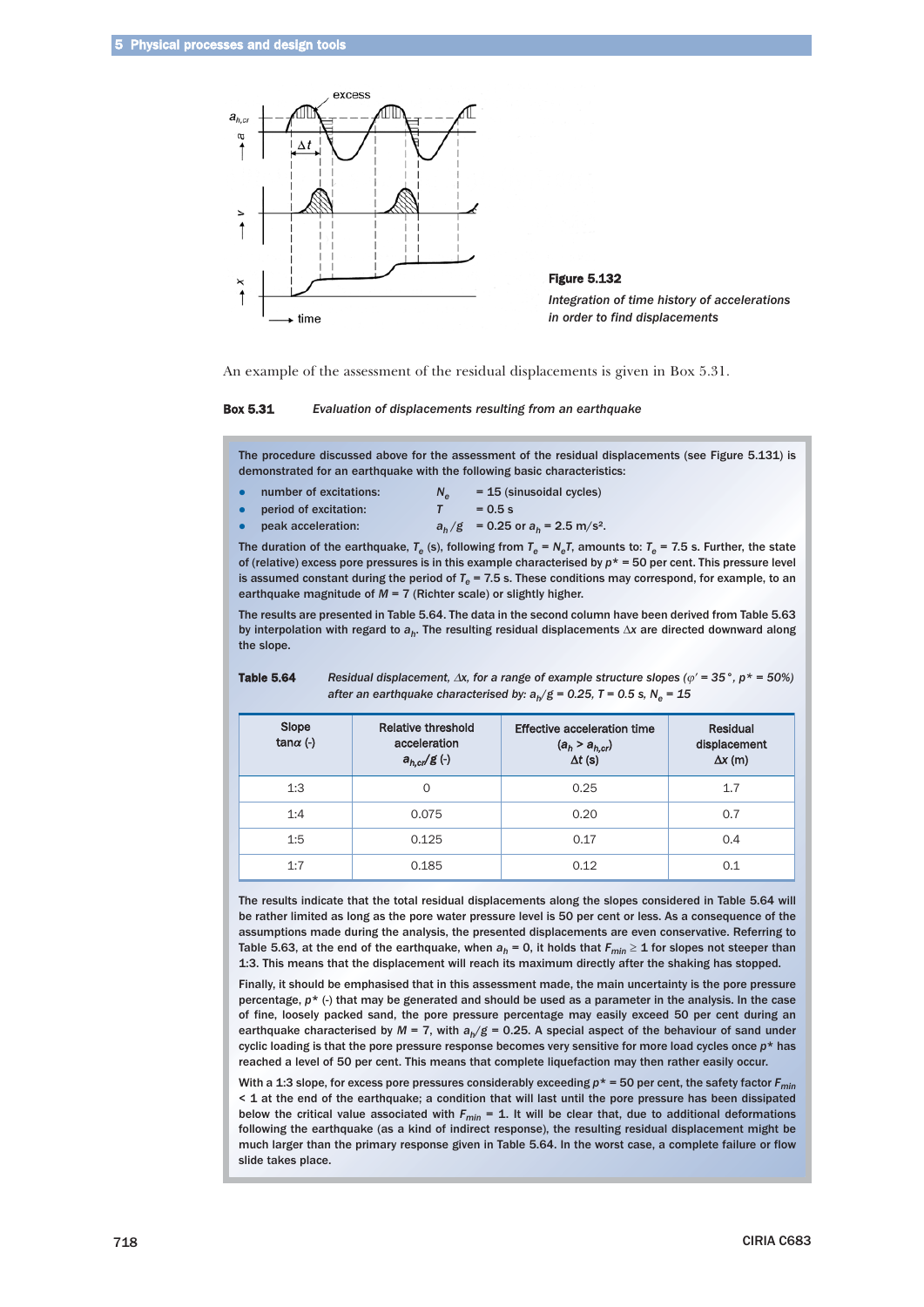**Figure 5.132**

*Integration of time history of accelerations in order to find displacements*

An example of the assessment of the residual displacements is given in Box 5.31.

**Box 5.31** *Evaluation of displacements resulting from an earthquake*

The procedure discussed above for the assessment of the residual displacements (see Figure 5.131) is demonstrated for an earthquake with the following basic characteristics:

- number of excitations: $N_e$ = 15 (sinusoidal cycles)
- period of excitation: $T$ = 0.5 s
- peak acceleration: $a_h/g$ = 0.25 or $a_h$ = 2.5 m/s².

The duration of the earthquake, $T_e$ (s), following from $T_e = N_eT$, amounts to: $T_e$ = 7.5 s. Further, the state of (relative) excess pore pressures is in this example characterised by $p^*$ = 50 per cent. This pressure level is assumed constant during the period of $T_e$ = 7.5 s. These conditions may correspond, for example, to an earthquake magnitude of $M$ = 7 (Richter scale) or slightly higher.

The results are presented in Table 5.64. The data in the second column have been derived from Table 5.63 by interpolation with regard to $a_h$. The resulting residual displacements $\Delta x$ are directed downward along the slope.

**Table 5.64** *Residual displacement, $\Delta x$, for a range of example structure slopes ($\varphi'$ = 35°, $p^*$ = 50%) after an earthquake characterised by: $a_h/g$ = 0.25, $T$ = 0.5 s, $N_e$ = 15*

| Slope $\tan\alpha$ (-) | Relative threshold acceleration $a_{h,cr}/g$ (-) | Effective acceleration time ($a_h > a_{h,cr}$) $\Delta t$ (s) | Residual displacement $\Delta x$ (m) |
|---|---|---|---|
| 1:3 | 0 | 0.25 | 1.7 |
| 1:4 | 0.075 | 0.20 | 0.7 |
| 1:5 | 0.125 | 0.17 | 0.4 |
| 1:7 | 0.185 | 0.12 | 0.1 |

The results indicate that the total residual displacements along the slopes considered in Table 5.64 will be rather limited as long as the pore water pressure level is 50 per cent or less. As a consequence of the assumptions made during the analysis, the presented displacements are even conservative. Referring to Table 5.63, at the end of the earthquake, when $a_h$ = 0, it holds that $F_{min} \geq 1$ for slopes not steeper than 1:3. This means that the displacement will reach its maximum directly after the shaking has stopped.

Finally, it should be emphasised that in this assessment made, the main uncertainty is the pore pressure percentage, $p^*$ (-) that may be generated and should be used as a parameter in the analysis. In the case of fine, loosely packed sand, the pore pressure percentage may easily exceed 50 per cent during an earthquake characterised by $M$ = 7, with $a_h/g$ = 0.25. A special aspect of the behaviour of sand under cyclic loading is that the pore pressure response becomes very sensitive for more load cycles once $p^*$ has reached a level of 50 per cent. This means that complete liquefaction may then rather easily occur.

With a 1:3 slope, for excess pore pressures considerably exceeding $p^*$ = 50 per cent, the safety factor $F_{min}$ < 1 at the end of the earthquake; a condition that will last until the pore pressure has been dissipated below the critical value associated with $F_{min}$ = 1. It will be clear that, due to additional deformations following the earthquake (as a kind of indirect response), the resulting residual displacement might be much larger than the primary response given in Table 5.64. In the worst case, a complete failure or flow slide takes place.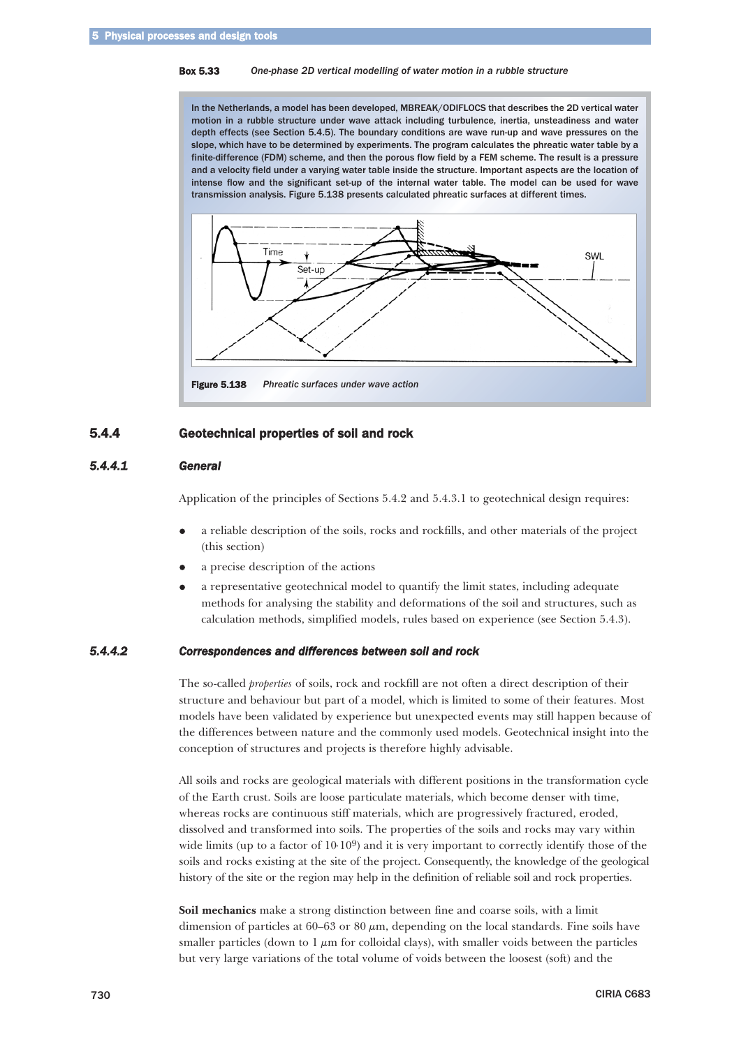**Box 5.33** *One-phase 2D vertical modelling of water motion in a rubble structure*

In the Netherlands, a model has been developed, MBREAK/ODIFLOCS that describes the 2D vertical water motion in a rubble structure under wave attack including turbulence, inertia, unsteadiness and water depth effects (see Section 5.4.5). The boundary conditions are wave run-up and wave pressures on the slope, which have to be determined by experiments. The program calculates the phreatic water table by a finite-difference (FDM) scheme, and then the porous flow field by a FEM scheme. The result is a pressure and a velocity field under a varying water table inside the structure. Important aspects are the location of intense flow and the significant set-up of the internal water table. The model can be used for wave transmission analysis. Figure 5.138 presents calculated phreatic surfaces at different times.

**Figure 5.138** *Phreatic surfaces under wave action*

## 5.4.4 Geotechnical properties of soil and rock

### *5.4.4.1 General*

Application of the principles of Sections 5.4.2 and 5.4.3.1 to geotechnical design requires:

- a reliable description of the soils, rocks and rockfills, and other materials of the project (this section)
- a precise description of the actions
- a representative geotechnical model to quantify the limit states, including adequate methods for analysing the stability and deformations of the soil and structures, such as calculation methods, simplified models, rules based on experience (see Section 5.4.3).

### *5.4.4.2 Correspondences and differences between soil and rock*

The so-called *properties* of soils, rock and rockfill are not often a direct description of their structure and behaviour but part of a model, which is limited to some of their features. Most models have been validated by experience but unexpected events may still happen because of the differences between nature and the commonly used models. Geotechnical insight into the conception of structures and projects is therefore highly advisable.

All soils and rocks are geological materials with different positions in the transformation cycle of the Earth crust. Soils are loose particulate materials, which become denser with time, whereas rocks are continuous stiff materials, which are progressively fractured, eroded, dissolved and transformed into soils. The properties of the soils and rocks may vary within wide limits (up to a factor of $10 \cdot 10^9$) and it is very important to correctly identify those of the soils and rocks existing at the site of the project. Consequently, the knowledge of the geological history of the site or the region may help in the definition of reliable soil and rock properties.

**Soil mechanics** make a strong distinction between fine and coarse soils, with a limit dimension of particles at 60–63 or 80 $\mu$m, depending on the local standards. Fine soils have smaller particles (down to 1 $\mu$m for colloidal clays), with smaller voids between the particles but very large variations of the total volume of voids between the loosest (soft) and the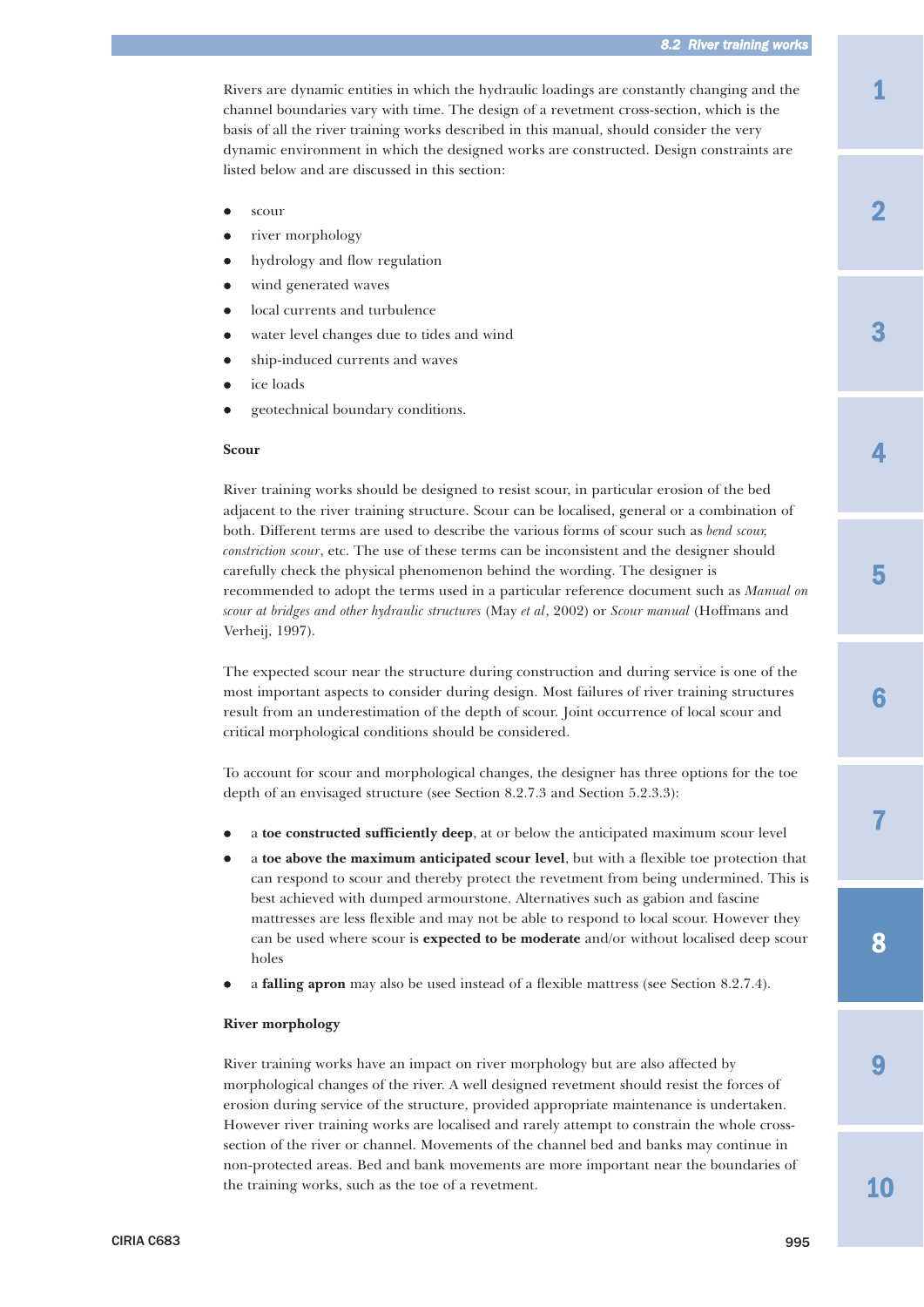Rivers are dynamic entities in which the hydraulic loadings are constantly changing and the channel boundaries vary with time. The design of a revetment cross-section, which is the basis of all the river training works described in this manual, should consider the very dynamic environment in which the designed works are constructed. Design constraints are listed below and are discussed in this section:

- scour
- river morphology
- hydrology and flow regulation
- wind generated waves
- local currents and turbulence
- water level changes due to tides and wind
- ship-induced currents and waves
- ice loads
- geotechnical boundary conditions.

**Scour**

River training works should be designed to resist scour, in particular erosion of the bed adjacent to the river training structure. Scour can be localised, general or a combination of both. Different terms are used to describe the various forms of scour such as *bend scour, constriction scour*, etc. The use of these terms can be inconsistent and the designer should carefully check the physical phenomenon behind the wording. The designer is recommended to adopt the terms used in a particular reference document such as *Manual on scour at bridges and other hydraulic structures* (May *et al*, 2002) or *Scour manual* (Hoffmans and Verheij, 1997).

The expected scour near the structure during construction and during service is one of the most important aspects to consider during design. Most failures of river training structures result from an underestimation of the depth of scour. Joint occurrence of local scour and critical morphological conditions should be considered.

To account for scour and morphological changes, the designer has three options for the toe depth of an envisaged structure (see Section 8.2.7.3 and Section 5.2.3.3):

- a **toe constructed sufficiently deep**, at or below the anticipated maximum scour level
- a **toe above the maximum anticipated scour level**, but with a flexible toe protection that can respond to scour and thereby protect the revetment from being undermined. This is best achieved with dumped armourstone. Alternatives such as gabion and fascine mattresses are less flexible and may not be able to respond to local scour. However they can be used where scour is **expected to be moderate** and/or without localised deep scour holes
- a **falling apron** may also be used instead of a flexible mattress (see Section 8.2.7.4).

**River morphology**

River training works have an impact on river morphology but are also affected by morphological changes of the river. A well designed revetment should resist the forces of erosion during service of the structure, provided appropriate maintenance is undertaken. However river training works are localised and rarely attempt to constrain the whole cross-section of the river or channel. Movements of the channel bed and banks may continue in non-protected areas. Bed and bank movements are more important near the boundaries of the training works, such as the toe of a revetment.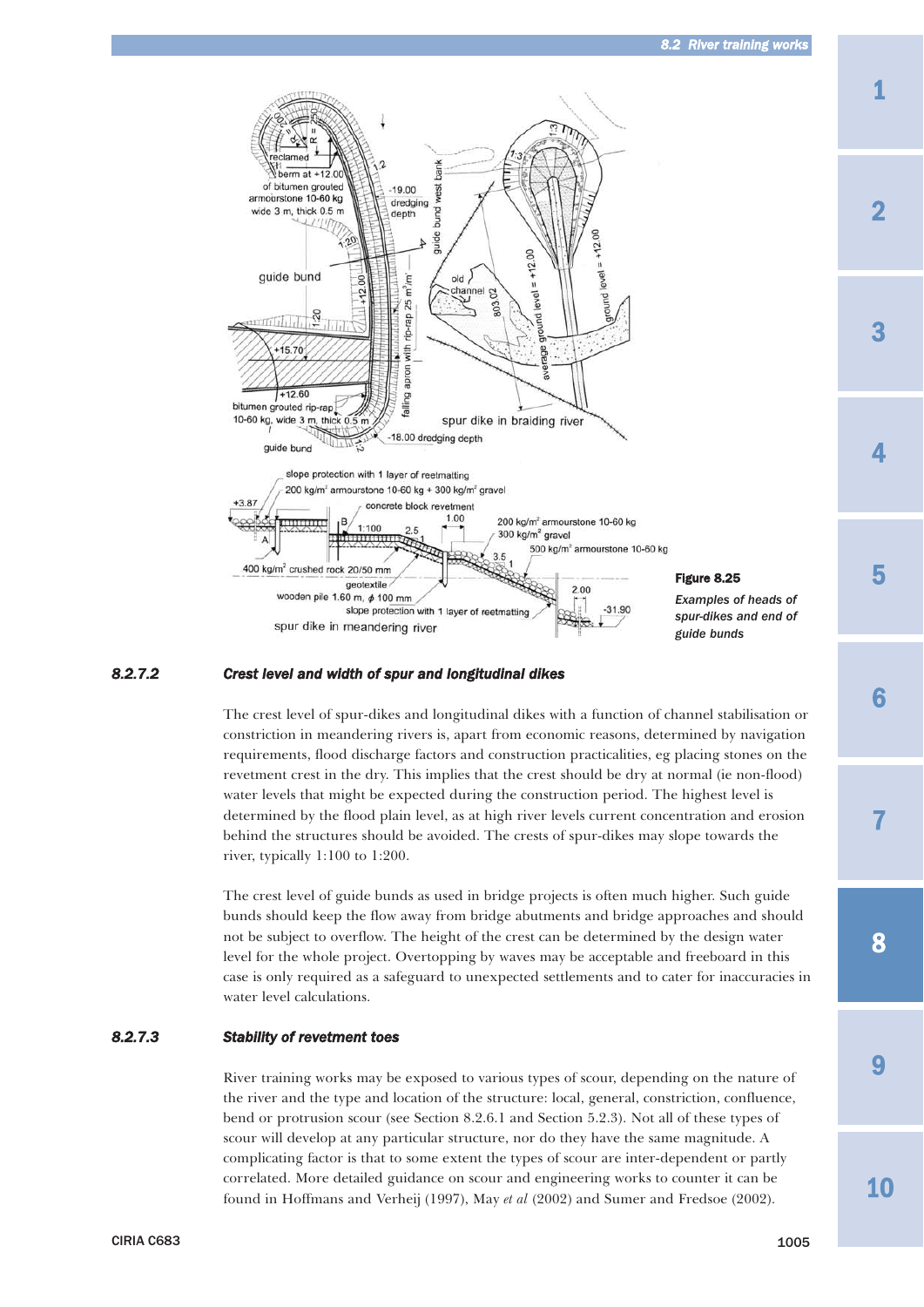**Figure 8.25**

*Examples of heads of spur-dikes and end of guide bunds*

### 8.2.7.2 Crest level and width of spur and longitudinal dikes

The crest level of spur-dikes and longitudinal dikes with a function of channel stabilisation or constriction in meandering rivers is, apart from economic reasons, determined by navigation requirements, flood discharge factors and construction practicalities, eg placing stones on the revetment crest in the dry. This implies that the crest should be dry at normal (ie non-flood) water levels that might be expected during the construction period. The highest level is determined by the flood plain level, as at high river levels current concentration and erosion behind the structures should be avoided. The crests of spur-dikes may slope towards the river, typically 1:100 to 1:200.

The crest level of guide bunds as used in bridge projects is often much higher. Such guide bunds should keep the flow away from bridge abutments and bridge approaches and should not be subject to overflow. The height of the crest can be determined by the design water level for the whole project. Overtopping by waves may be acceptable and freeboard in this case is only required as a safeguard to unexpected settlements and to cater for inaccuracies in water level calculations.

### 8.2.7.3 Stability of revetment toes

River training works may be exposed to various types of scour, depending on the nature of the river and the type and location of the structure: local, general, constriction, confluence, bend or protrusion scour (see Section 8.2.6.1 and Section 5.2.3). Not all of these types of scour will develop at any particular structure, nor do they have the same magnitude. A complicating factor is that to some extent the types of scour are inter-dependent or partly correlated. More detailed guidance on scour and engineering works to counter it can be found in Hoffmans and Verheij (1997), May *et al* (2002) and Sumer and Fredsoe (2002).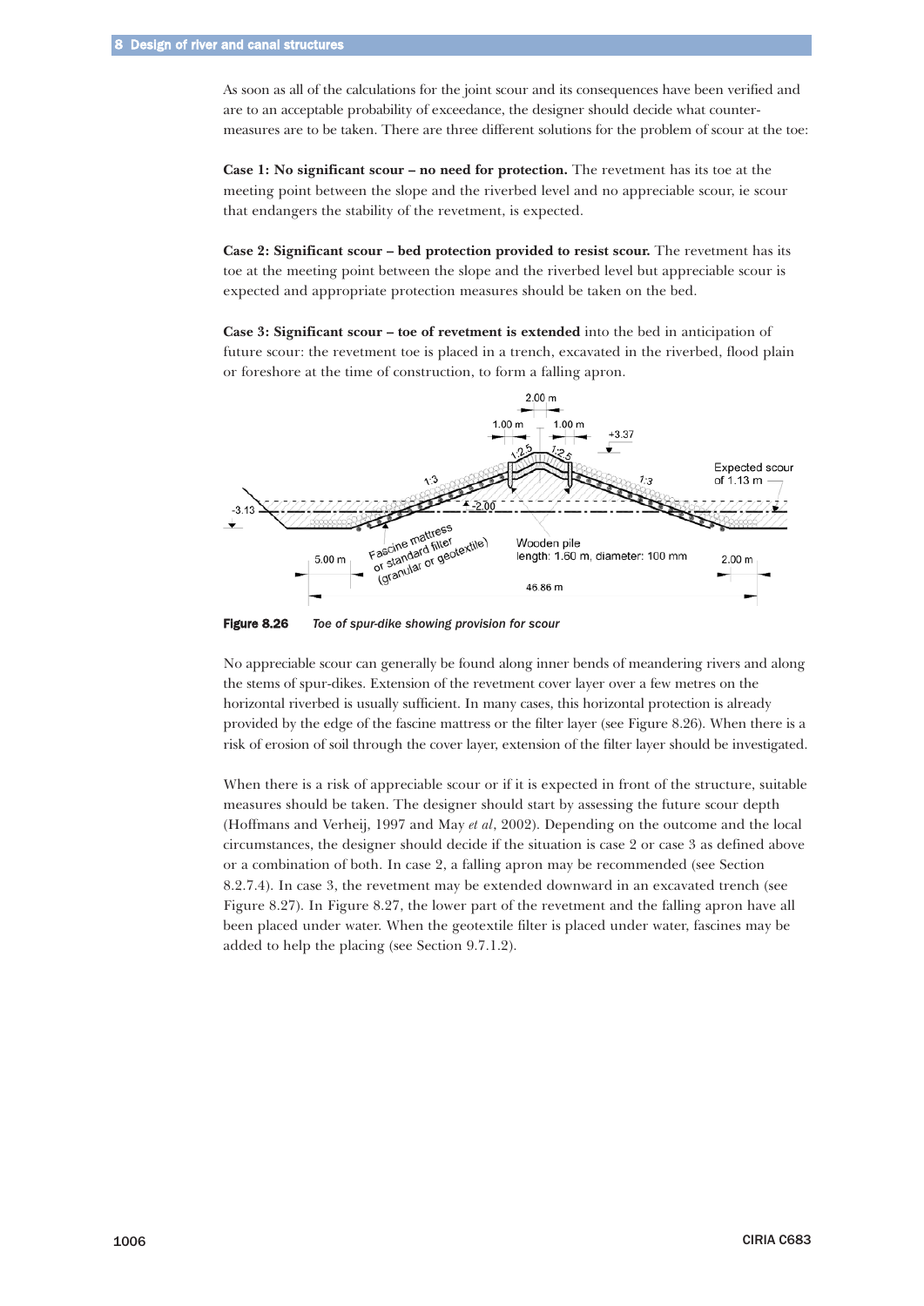As soon as all of the calculations for the joint scour and its consequences have been verified and are to an acceptable probability of exceedance, the designer should decide what counter-measures are to be taken. There are three different solutions for the problem of scour at the toe:

**Case 1: No significant scour – no need for protection.** The revetment has its toe at the meeting point between the slope and the riverbed level and no appreciable scour, ie scour that endangers the stability of the revetment, is expected.

**Case 2: Significant scour – bed protection provided to resist scour.** The revetment has its toe at the meeting point between the slope and the riverbed level but appreciable scour is expected and appropriate protection measures should be taken on the bed.

**Case 3: Significant scour – toe of revetment is extended** into the bed in anticipation of future scour: the revetment toe is placed in a trench, excavated in the riverbed, flood plain or foreshore at the time of construction, to form a falling apron.

**Figure 8.26** *Toe of spur-dike showing provision for scour*

No appreciable scour can generally be found along inner bends of meandering rivers and along the stems of spur-dikes. Extension of the revetment cover layer over a few metres on the horizontal riverbed is usually sufficient. In many cases, this horizontal protection is already provided by the edge of the fascine mattress or the filter layer (see Figure 8.26). When there is a risk of erosion of soil through the cover layer, extension of the filter layer should be investigated.

When there is a risk of appreciable scour or if it is expected in front of the structure, suitable measures should be taken. The designer should start by assessing the future scour depth (Hoffmans and Verheij, 1997 and May *et al*, 2002). Depending on the outcome and the local circumstances, the designer should decide if the situation is case 2 or case 3 as defined above or a combination of both. In case 2, a falling apron may be recommended (see Section 8.2.7.4). In case 3, the revetment may be extended downward in an excavated trench (see Figure 8.27). In Figure 8.27, the lower part of the revetment and the falling apron have all been placed under water. When the geotextile filter is placed under water, fascines may be added to help the placing (see Section 9.7.1.2).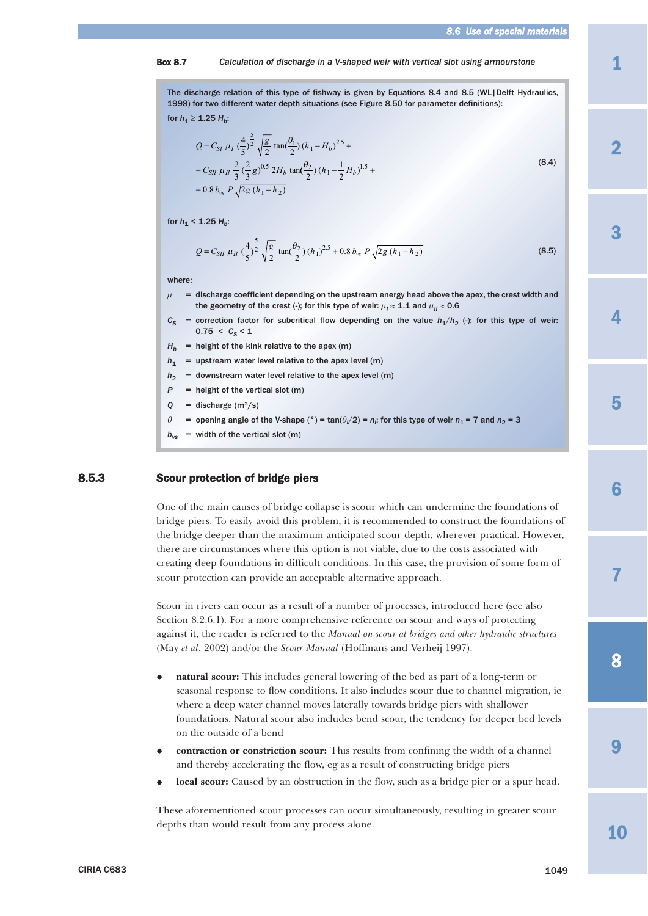**Box 8.7** *Calculation of discharge in a V-shaped weir with vertical slot using armourstone*

The discharge relation of this type of fishway is given by Equations 8.4 and 8.5 (WL|Delft Hydraulics, 1998) for two different water depth situations (see Figure 8.50 for parameter definitions):

for $h_1 \geq 1.25\, H_b$:

$$Q = C_{SI}\, \mu_I \left(\frac{4}{5}\right)^{\frac{5}{2}} \sqrt{\frac{g}{2}}\, \tan\!\left(\frac{\theta_1}{2}\right)(h_1 - H_b)^{2.5} + C_{SII}\, \mu_{II}\, \frac{2}{3}\left(\frac{2}{3}g\right)^{0.5} 2H_b \tan\!\left(\frac{\theta_2}{2}\right)\left(h_1 - \frac{1}{2}H_b\right)^{1.5} + 0.8\, b_{vs}\, P \sqrt{2g\,(h_1 - h_2)} \quad (8.4)$$

for $h_1 < 1.25\, H_b$:

$$Q = C_{SII}\, \mu_{II} \left(\frac{4}{5}\right)^{\frac{5}{2}} \sqrt{\frac{g}{2}}\, \tan\!\left(\frac{\theta_2}{2}\right)(h_1)^{2.5} + 0.8\, b_{vs}\, P \sqrt{2g\,(h_1 - h_2)} \quad (8.5)$$

where:

- $\mu$ = discharge coefficient depending on the upstream energy head above the apex, the crest width and the geometry of the crest (-); for this type of weir: $\mu_I \approx 1.1$ and $\mu_{II} \approx 0.6$
- $C_S$ = correction factor for subcritical flow depending on the value $h_1/h_2$ (-); for this type of weir: $0.75 < C_S < 1$
- $H_b$ = height of the kink relative to the apex (m)
- $h_1$ = upstream water level relative to the apex level (m)
- $h_2$ = downstream water level relative to the apex level (m)
- $P$ = height of the vertical slot (m)
- $Q$ = discharge (m³/s)
- $\theta$ = opening angle of the V-shape (°) = $\tan(\theta_i/2) = n_i$; for this type of weir $n_1 = 7$ and $n_2 = 3$
- $b_{vs}$ = width of the vertical slot (m)

## 8.5.3 Scour protection of bridge piers

One of the main causes of bridge collapse is scour which can undermine the foundations of bridge piers. To easily avoid this problem, it is recommended to construct the foundations of the bridge deeper than the maximum anticipated scour depth, wherever practical. However, there are circumstances where this option is not viable, due to the costs associated with creating deep foundations in difficult conditions. In this case, the provision of some form of scour protection can provide an acceptable alternative approach.

Scour in rivers can occur as a result of a number of processes, introduced here (see also Section 8.2.6.1). For a more comprehensive reference on scour and ways of protecting against it, the reader is referred to the *Manual on scour at bridges and other hydraulic structures* (May *et al*, 2002) and/or the *Scour Manual* (Hoffmans and Verheij 1997).

- **natural scour:** This includes general lowering of the bed as part of a long-term or seasonal response to flow conditions. It also includes scour due to channel migration, ie where a deep water channel moves laterally towards bridge piers with shallower foundations. Natural scour also includes bend scour, the tendency for deeper bed levels on the outside of a bend
- **contraction or constriction scour:** This results from confining the width of a channel and thereby accelerating the flow, eg as a result of constructing bridge piers
- **local scour:** Caused by an obstruction in the flow, such as a bridge pier or a spur head.

These aforementioned scour processes can occur simultaneously, resulting in greater scour depths than would result from any process alone.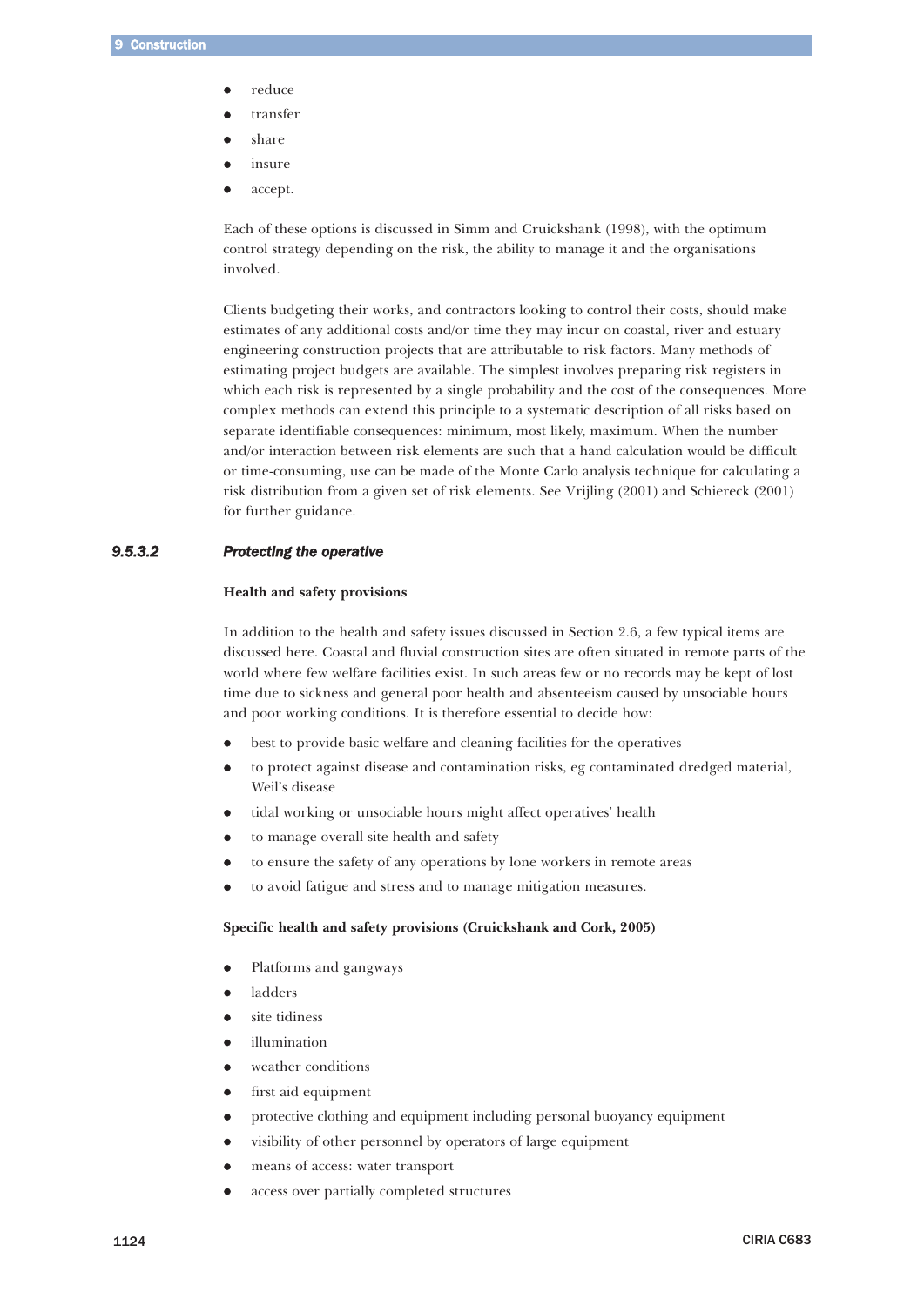- reduce
- transfer
- share
- insure
- accept.

Each of these options is discussed in Simm and Cruickshank (1998), with the optimum control strategy depending on the risk, the ability to manage it and the organisations involved.

Clients budgeting their works, and contractors looking to control their costs, should make estimates of any additional costs and/or time they may incur on coastal, river and estuary engineering construction projects that are attributable to risk factors. Many methods of estimating project budgets are available. The simplest involves preparing risk registers in which each risk is represented by a single probability and the cost of the consequences. More complex methods can extend this principle to a systematic description of all risks based on separate identifiable consequences: minimum, most likely, maximum. When the number and/or interaction between risk elements are such that a hand calculation would be difficult or time-consuming, use can be made of the Monte Carlo analysis technique for calculating a risk distribution from a given set of risk elements. See Vrijling (2001) and Schiereck (2001) for further guidance.

### *9.5.3.2 Protecting the operative*

**Health and safety provisions**

In addition to the health and safety issues discussed in Section 2.6, a few typical items are discussed here. Coastal and fluvial construction sites are often situated in remote parts of the world where few welfare facilities exist. In such areas few or no records may be kept of lost time due to sickness and general poor health and absenteeism caused by unsociable hours and poor working conditions. It is therefore essential to decide how:

- best to provide basic welfare and cleaning facilities for the operatives
- to protect against disease and contamination risks, eg contaminated dredged material, Weil's disease
- tidal working or unsociable hours might affect operatives' health
- to manage overall site health and safety
- to ensure the safety of any operations by lone workers in remote areas
- to avoid fatigue and stress and to manage mitigation measures.

**Specific health and safety provisions (Cruickshank and Cork, 2005)**

- Platforms and gangways
- ladders
- site tidiness
- illumination
- weather conditions
- first aid equipment
- protective clothing and equipment including personal buoyancy equipment
- visibility of other personnel by operators of large equipment
- means of access: water transport
- access over partially completed structures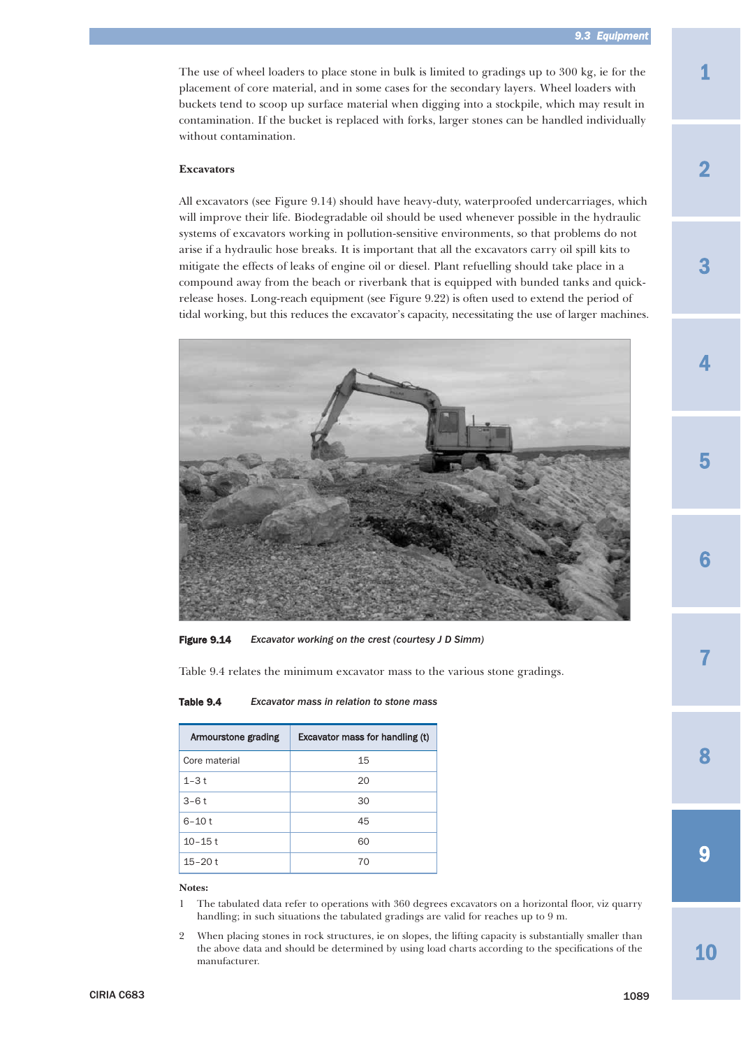The use of wheel loaders to place stone in bulk is limited to gradings up to 300 kg, ie for the placement of core material, and in some cases for the secondary layers. Wheel loaders with buckets tend to scoop up surface material when digging into a stockpile, which may result in contamination. If the bucket is replaced with forks, larger stones can be handled individually without contamination.

**Excavators**

All excavators (see Figure 9.14) should have heavy-duty, waterproofed undercarriages, which will improve their life. Biodegradable oil should be used whenever possible in the hydraulic systems of excavators working in pollution-sensitive environments, so that problems do not arise if a hydraulic hose breaks. It is important that all the excavators carry oil spill kits to mitigate the effects of leaks of engine oil or diesel. Plant refuelling should take place in a compound away from the beach or riverbank that is equipped with bunded tanks and quick-release hoses. Long-reach equipment (see Figure 9.22) is often used to extend the period of tidal working, but this reduces the excavator's capacity, necessitating the use of larger machines.

**Figure 9.14** *Excavator working on the crest (courtesy J D Simm)*

Table 9.4 relates the minimum excavator mass to the various stone gradings.

**Table 9.4** *Excavator mass in relation to stone mass*

| Armourstone grading | Excavator mass for handling (t) |
|---|---|
| Core material | 15 |
| 1–3 t | 20 |
| 3–6 t | 30 |
| 6–10 t | 45 |
| 10–15 t | 60 |
| 15–20 t | 70 |

**Notes:**

1. The tabulated data refer to operations with 360 degrees excavators on a horizontal floor, viz quarry handling; in such situations the tabulated gradings are valid for reaches up to 9 m.
2. When placing stones in rock structures, ie on slopes, the lifting capacity is substantially smaller than the above data and should be determined by using load charts according to the specifications of the manufacturer.